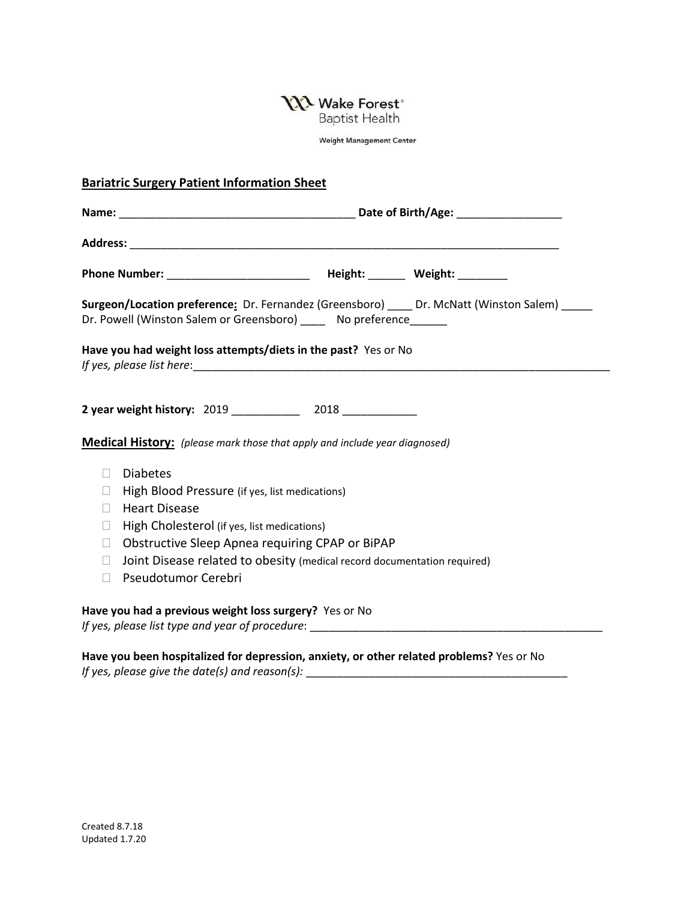Wake Forest® Baptist Health

Weight Management Center

**Bariatric Surgery Patient Information Sheet**

**Name:** ______________________________________ **Date of Birth/Age:** _________________

**Address:** _________________________________________________________________________

**Phone Number:** _______________________ **Height:** ______ **Weight:** ________

**Surgeon/Location preference:** Dr. Fernandez (Greensboro) ____ Dr. McNatt (Winston Salem) _____ Dr. Powell (Winston Salem or Greensboro) ____ No preference______

**Have you had weight loss attempts/diets in the past?** Yes or No
*If yes, please list here*:____________________________________________________________________

**2 year weight history:** 2019 ___________ 2018 ____________

**Medical History:** *(please mark those that apply and include year diagnosed)*

- ☐ Diabetes
- ☐ High Blood Pressure (if yes, list medications)
- ☐ Heart Disease
- ☐ High Cholesterol (if yes, list medications)
- ☐ Obstructive Sleep Apnea requiring CPAP or BiPAP
- ☐ Joint Disease related to obesity (medical record documentation required)
- ☐ Pseudotumor Cerebri

**Have you had a previous weight loss surgery?** Yes or No
*If yes, please list type and year of procedure*: __________________________________________________

**Have you been hospitalized for depression, anxiety, or other related problems?** Yes or No
*If yes, please give the date(s) and reason(s):* ___________________________________________

Created 8.7.18
Updated 1.7.20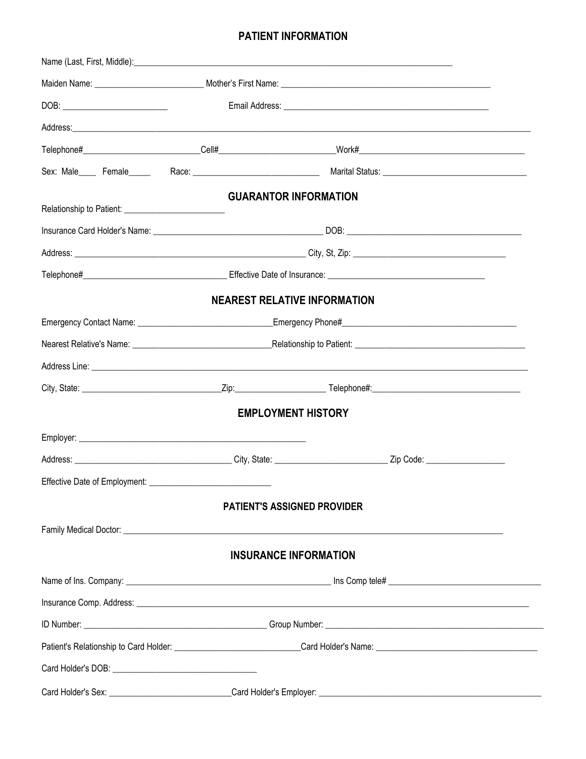## PATIENT INFORMATION

Name (Last, First, Middle):_______________________________________________________________________________

Maiden Name: _________________________ Mother's First Name: _________________________________________________

DOB: ________________________ Email Address: ______________________________________________

Address:____________________________________________________________________________________________________

Telephone#__________________________Cell#__________________________Work#_____________________________________

Sex: Male____ Female_____ Race: ____________________________ Marital Status: ________________________________

## GUARANTOR INFORMATION

Relationship to Patient: _______________________

Insurance Card Holder's Name: _______________________________________ DOB: ________________________________________

Address: _____________________________________________________ City, St, Zip: ___________________________________

Telephone#_________________________________ Effective Date of Insurance: ___________________________________

## NEAREST RELATIVE INFORMATION

Emergency Contact Name: ______________________________Emergency Phone#_______________________________________

Nearest Relative's Name: ______________________________Relationship to Patient: ____________________________________

Address Line: _________________________________________________________________________________________________

City, State: ______________________________Zip:____________________ Telephone#:________________________________

## EMPLOYMENT HISTORY

Employer: ____________________________________________________

Address: ___________________________________ City, State: _________________________ Zip Code: _________________

Effective Date of Employment: ___________________________

## PATIENT'S ASSIGNED PROVIDER

Family Medical Doctor: _________________________________________________________________________________________

## INSURANCE INFORMATION

Name of Ins. Company: ______________________________________________ Ins Comp tele# ________________________________

Insurance Comp. Address: ________________________________________________________________________________________

ID Number: ________________________________________ Group Number: _________________________________________________

Patient's Relationship to Card Holder: ____________________________Card Holder's Name: _____________________________________

Card Holder's DOB: _________________________________

Card Holder's Sex: ____________________________Card Holder's Employer: ___________________________________________________